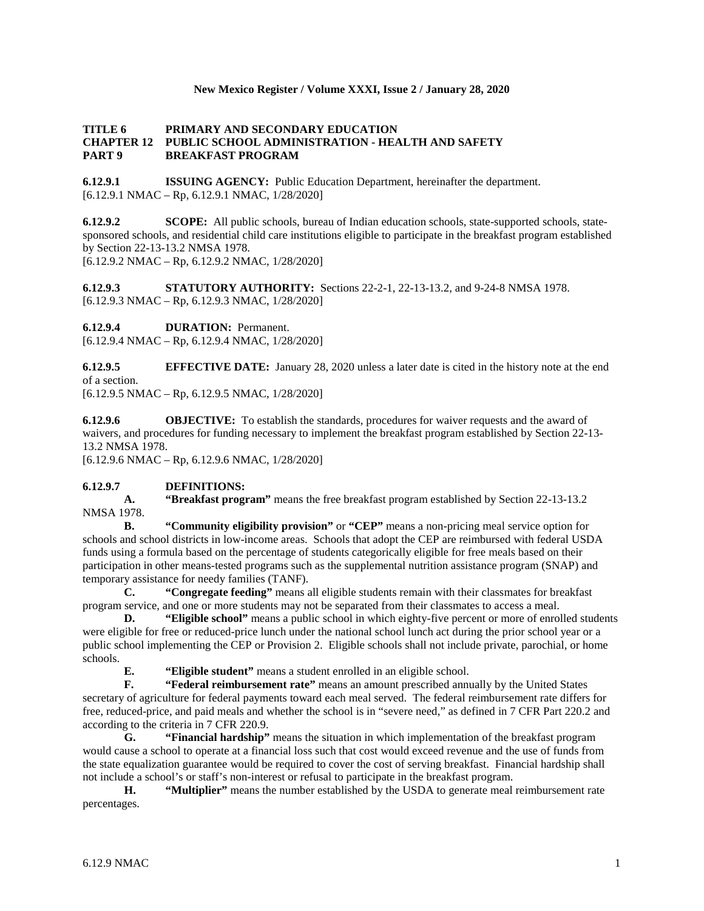**TITLE 6 PRIMARY AND SECONDARY EDUCATION**
**CHAPTER 12 PUBLIC SCHOOL ADMINISTRATION - HEALTH AND SAFETY**
**PART 9 BREAKFAST PROGRAM**

**6.12.9.1 ISSUING AGENCY:** Public Education Department, hereinafter the department.
[6.12.9.1 NMAC – Rp, 6.12.9.1 NMAC, 1/28/2020]

**6.12.9.2 SCOPE:** All public schools, bureau of Indian education schools, state-supported schools, state-sponsored schools, and residential child care institutions eligible to participate in the breakfast program established by Section 22-13-13.2 NMSA 1978.
[6.12.9.2 NMAC – Rp, 6.12.9.2 NMAC, 1/28/2020]

**6.12.9.3 STATUTORY AUTHORITY:** Sections 22-2-1, 22-13-13.2, and 9-24-8 NMSA 1978.
[6.12.9.3 NMAC – Rp, 6.12.9.3 NMAC, 1/28/2020]

**6.12.9.4 DURATION:** Permanent.
[6.12.9.4 NMAC – Rp, 6.12.9.4 NMAC, 1/28/2020]

**6.12.9.5 EFFECTIVE DATE:** January 28, 2020 unless a later date is cited in the history note at the end of a section.
[6.12.9.5 NMAC – Rp, 6.12.9.5 NMAC, 1/28/2020]

**6.12.9.6 OBJECTIVE:** To establish the standards, procedures for waiver requests and the award of waivers, and procedures for funding necessary to implement the breakfast program established by Section 22-13-13.2 NMSA 1978.
[6.12.9.6 NMAC – Rp, 6.12.9.6 NMAC, 1/28/2020]

**6.12.9.7 DEFINITIONS:**

**A. "Breakfast program"** means the free breakfast program established by Section 22-13-13.2 NMSA 1978.

**B. "Community eligibility provision"** or **"CEP"** means a non-pricing meal service option for schools and school districts in low-income areas. Schools that adopt the CEP are reimbursed with federal USDA funds using a formula based on the percentage of students categorically eligible for free meals based on their participation in other means-tested programs such as the supplemental nutrition assistance program (SNAP) and temporary assistance for needy families (TANF).

**C. "Congregate feeding"** means all eligible students remain with their classmates for breakfast program service, and one or more students may not be separated from their classmates to access a meal.

**D. "Eligible school"** means a public school in which eighty-five percent or more of enrolled students were eligible for free or reduced-price lunch under the national school lunch act during the prior school year or a public school implementing the CEP or Provision 2. Eligible schools shall not include private, parochial, or home schools.

**E. "Eligible student"** means a student enrolled in an eligible school.

**F. "Federal reimbursement rate"** means an amount prescribed annually by the United States secretary of agriculture for federal payments toward each meal served. The federal reimbursement rate differs for free, reduced-price, and paid meals and whether the school is in "severe need," as defined in 7 CFR Part 220.2 and according to the criteria in 7 CFR 220.9.

**G. "Financial hardship"** means the situation in which implementation of the breakfast program would cause a school to operate at a financial loss such that cost would exceed revenue and the use of funds from the state equalization guarantee would be required to cover the cost of serving breakfast. Financial hardship shall not include a school's or staff's non-interest or refusal to participate in the breakfast program.

**H. "Multiplier"** means the number established by the USDA to generate meal reimbursement rate percentages.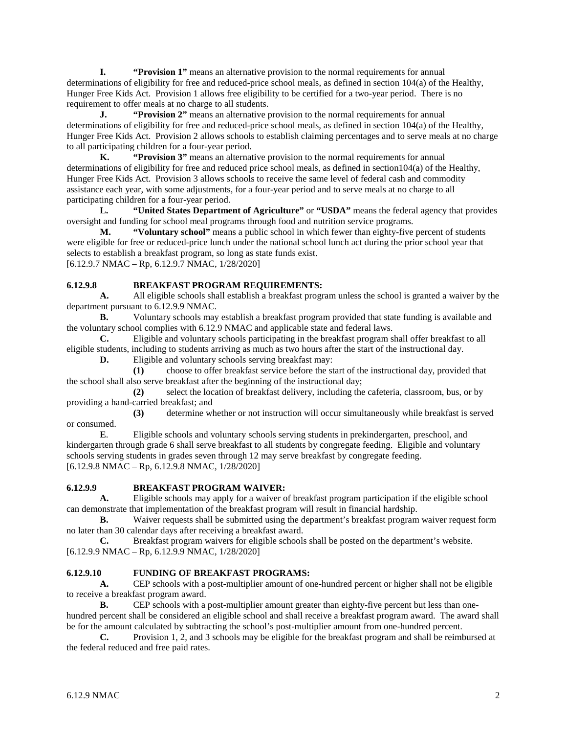**I.** **"Provision 1"** means an alternative provision to the normal requirements for annual determinations of eligibility for free and reduced-price school meals, as defined in section 104(a) of the Healthy, Hunger Free Kids Act. Provision 1 allows free eligibility to be certified for a two-year period. There is no requirement to offer meals at no charge to all students.

**J.** **"Provision 2"** means an alternative provision to the normal requirements for annual determinations of eligibility for free and reduced-price school meals, as defined in section 104(a) of the Healthy, Hunger Free Kids Act. Provision 2 allows schools to establish claiming percentages and to serve meals at no charge to all participating children for a four-year period.

**K.** **"Provision 3"** means an alternative provision to the normal requirements for annual determinations of eligibility for free and reduced price school meals, as defined in section104(a) of the Healthy, Hunger Free Kids Act. Provision 3 allows schools to receive the same level of federal cash and commodity assistance each year, with some adjustments, for a four-year period and to serve meals at no charge to all participating children for a four-year period.

**L.** **"United States Department of Agriculture"** or **"USDA"** means the federal agency that provides oversight and funding for school meal programs through food and nutrition service programs.

**M.** **"Voluntary school"** means a public school in which fewer than eighty-five percent of students were eligible for free or reduced-price lunch under the national school lunch act during the prior school year that selects to establish a breakfast program, so long as state funds exist.

[6.12.9.7 NMAC – Rp, 6.12.9.7 NMAC, 1/28/2020]

**6.12.9.8 BREAKFAST PROGRAM REQUIREMENTS:**

**A.** All eligible schools shall establish a breakfast program unless the school is granted a waiver by the department pursuant to 6.12.9.9 NMAC.

**B.** Voluntary schools may establish a breakfast program provided that state funding is available and the voluntary school complies with 6.12.9 NMAC and applicable state and federal laws.

**C.** Eligible and voluntary schools participating in the breakfast program shall offer breakfast to all eligible students, including to students arriving as much as two hours after the start of the instructional day.

**D.** Eligible and voluntary schools serving breakfast may:

**(1)** choose to offer breakfast service before the start of the instructional day, provided that the school shall also serve breakfast after the beginning of the instructional day;

**(2)** select the location of breakfast delivery, including the cafeteria, classroom, bus, or by providing a hand-carried breakfast; and

**(3)** determine whether or not instruction will occur simultaneously while breakfast is served or consumed.

**E**. Eligible schools and voluntary schools serving students in prekindergarten, preschool, and kindergarten through grade 6 shall serve breakfast to all students by congregate feeding. Eligible and voluntary schools serving students in grades seven through 12 may serve breakfast by congregate feeding.

[6.12.9.8 NMAC – Rp, 6.12.9.8 NMAC, 1/28/2020]

**6.12.9.9 BREAKFAST PROGRAM WAIVER:**

**A.** Eligible schools may apply for a waiver of breakfast program participation if the eligible school can demonstrate that implementation of the breakfast program will result in financial hardship.

**B.** Waiver requests shall be submitted using the department's breakfast program waiver request form no later than 30 calendar days after receiving a breakfast award.

**C.** Breakfast program waivers for eligible schools shall be posted on the department's website.

[6.12.9.9 NMAC – Rp, 6.12.9.9 NMAC, 1/28/2020]

**6.12.9.10 FUNDING OF BREAKFAST PROGRAMS:**

**A.** CEP schools with a post-multiplier amount of one-hundred percent or higher shall not be eligible to receive a breakfast program award.

**B.** CEP schools with a post-multiplier amount greater than eighty-five percent but less than one-hundred percent shall be considered an eligible school and shall receive a breakfast program award. The award shall be for the amount calculated by subtracting the school's post-multiplier amount from one-hundred percent.

**C.** Provision 1, 2, and 3 schools may be eligible for the breakfast program and shall be reimbursed at the federal reduced and free paid rates.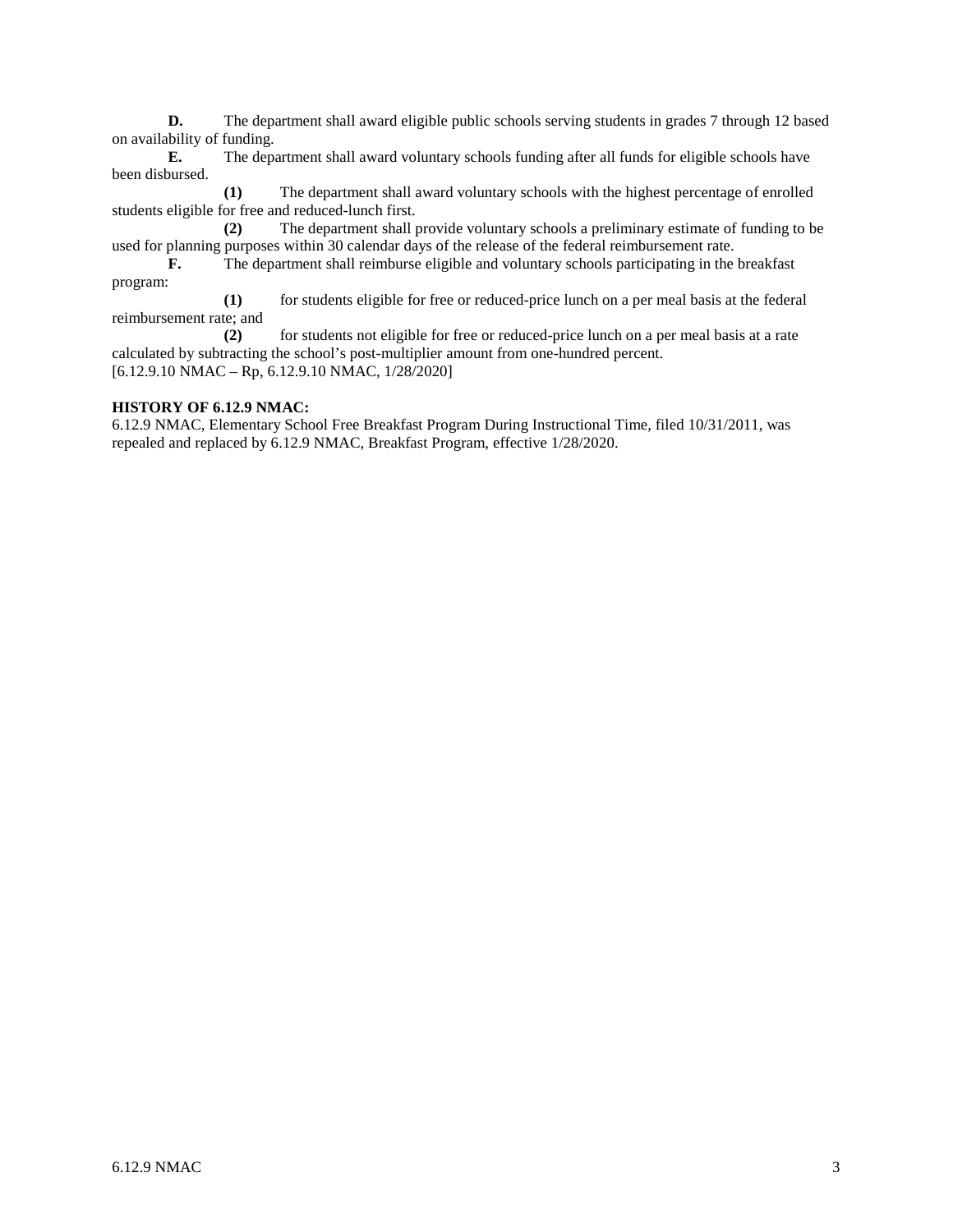**D.** The department shall award eligible public schools serving students in grades 7 through 12 based on availability of funding.

**E.** The department shall award voluntary schools funding after all funds for eligible schools have been disbursed.

**(1)** The department shall award voluntary schools with the highest percentage of enrolled students eligible for free and reduced-lunch first.

**(2)** The department shall provide voluntary schools a preliminary estimate of funding to be used for planning purposes within 30 calendar days of the release of the federal reimbursement rate.

**F.** The department shall reimburse eligible and voluntary schools participating in the breakfast program:

**(1)** for students eligible for free or reduced-price lunch on a per meal basis at the federal reimbursement rate; and

**(2)** for students not eligible for free or reduced-price lunch on a per meal basis at a rate calculated by subtracting the school's post-multiplier amount from one-hundred percent.

[6.12.9.10 NMAC – Rp, 6.12.9.10 NMAC, 1/28/2020]

**HISTORY OF 6.12.9 NMAC:**

6.12.9 NMAC, Elementary School Free Breakfast Program During Instructional Time, filed 10/31/2011, was repealed and replaced by 6.12.9 NMAC, Breakfast Program, effective 1/28/2020.